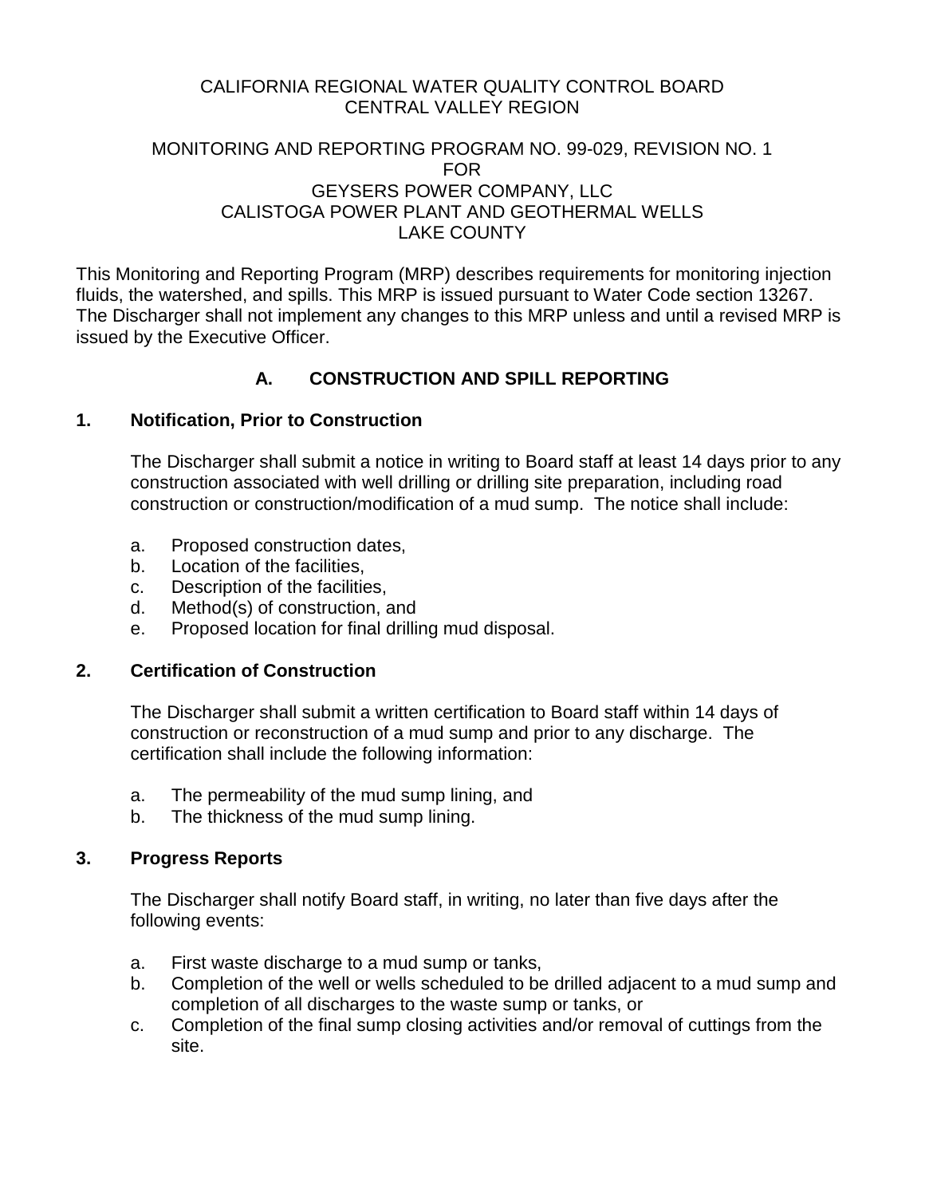CALIFORNIA REGIONAL WATER QUALITY CONTROL BOARD
CENTRAL VALLEY REGION

MONITORING AND REPORTING PROGRAM NO. 99-029, REVISION NO. 1
FOR
GEYSERS POWER COMPANY, LLC
CALISTOGA POWER PLANT AND GEOTHERMAL WELLS
LAKE COUNTY

This Monitoring and Reporting Program (MRP) describes requirements for monitoring injection fluids, the watershed, and spills. This MRP is issued pursuant to Water Code section 13267. The Discharger shall not implement any changes to this MRP unless and until a revised MRP is issued by the Executive Officer.

## A. CONSTRUCTION AND SPILL REPORTING

### 1. Notification, Prior to Construction

The Discharger shall submit a notice in writing to Board staff at least 14 days prior to any construction associated with well drilling or drilling site preparation, including road construction or construction/modification of a mud sump. The notice shall include:

a. Proposed construction dates,
b. Location of the facilities,
c. Description of the facilities,
d. Method(s) of construction, and
e. Proposed location for final drilling mud disposal.

### 2. Certification of Construction

The Discharger shall submit a written certification to Board staff within 14 days of construction or reconstruction of a mud sump and prior to any discharge. The certification shall include the following information:

a. The permeability of the mud sump lining, and
b. The thickness of the mud sump lining.

### 3. Progress Reports

The Discharger shall notify Board staff, in writing, no later than five days after the following events:

a. First waste discharge to a mud sump or tanks,
b. Completion of the well or wells scheduled to be drilled adjacent to a mud sump and completion of all discharges to the waste sump or tanks, or
c. Completion of the final sump closing activities and/or removal of cuttings from the site.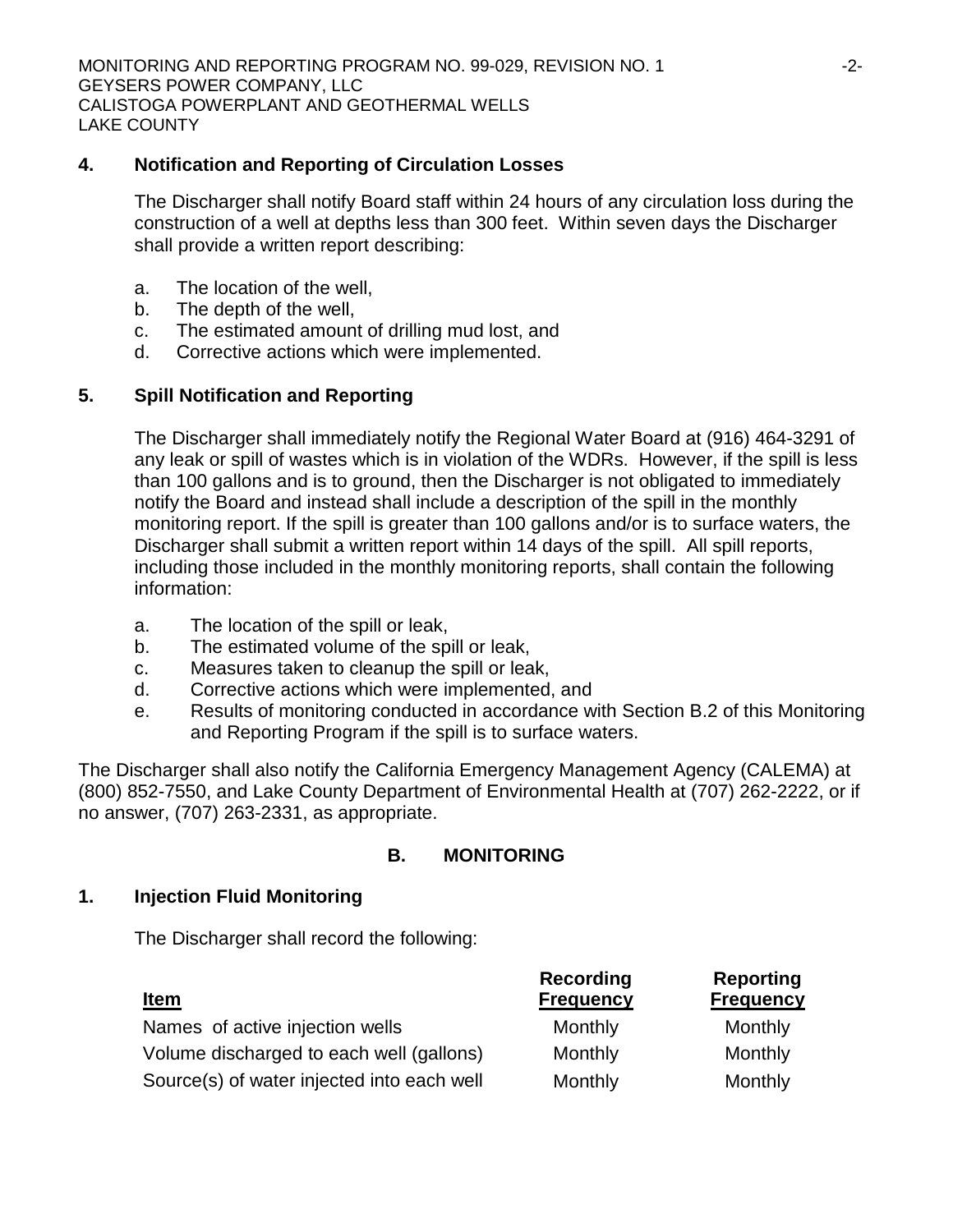### 4. Notification and Reporting of Circulation Losses

The Discharger shall notify Board staff within 24 hours of any circulation loss during the construction of a well at depths less than 300 feet. Within seven days the Discharger shall provide a written report describing:

a. The location of the well,
b. The depth of the well,
c. The estimated amount of drilling mud lost, and
d. Corrective actions which were implemented.

### 5. Spill Notification and Reporting

The Discharger shall immediately notify the Regional Water Board at (916) 464-3291 of any leak or spill of wastes which is in violation of the WDRs. However, if the spill is less than 100 gallons and is to ground, then the Discharger is not obligated to immediately notify the Board and instead shall include a description of the spill in the monthly monitoring report. If the spill is greater than 100 gallons and/or is to surface waters, the Discharger shall submit a written report within 14 days of the spill. All spill reports, including those included in the monthly monitoring reports, shall contain the following information:

a. The location of the spill or leak,
b. The estimated volume of the spill or leak,
c. Measures taken to cleanup the spill or leak,
d. Corrective actions which were implemented, and
e. Results of monitoring conducted in accordance with Section B.2 of this Monitoring and Reporting Program if the spill is to surface waters.

The Discharger shall also notify the California Emergency Management Agency (CALEMA) at (800) 852-7550, and Lake County Department of Environmental Health at (707) 262-2222, or if no answer, (707) 263-2331, as appropriate.

## B. MONITORING

### 1. Injection Fluid Monitoring

The Discharger shall record the following:

| Item | Recording Frequency | Reporting Frequency |
|---|---|---|
| Names of active injection wells | Monthly | Monthly |
| Volume discharged to each well (gallons) | Monthly | Monthly |
| Source(s) of water injected into each well | Monthly | Monthly |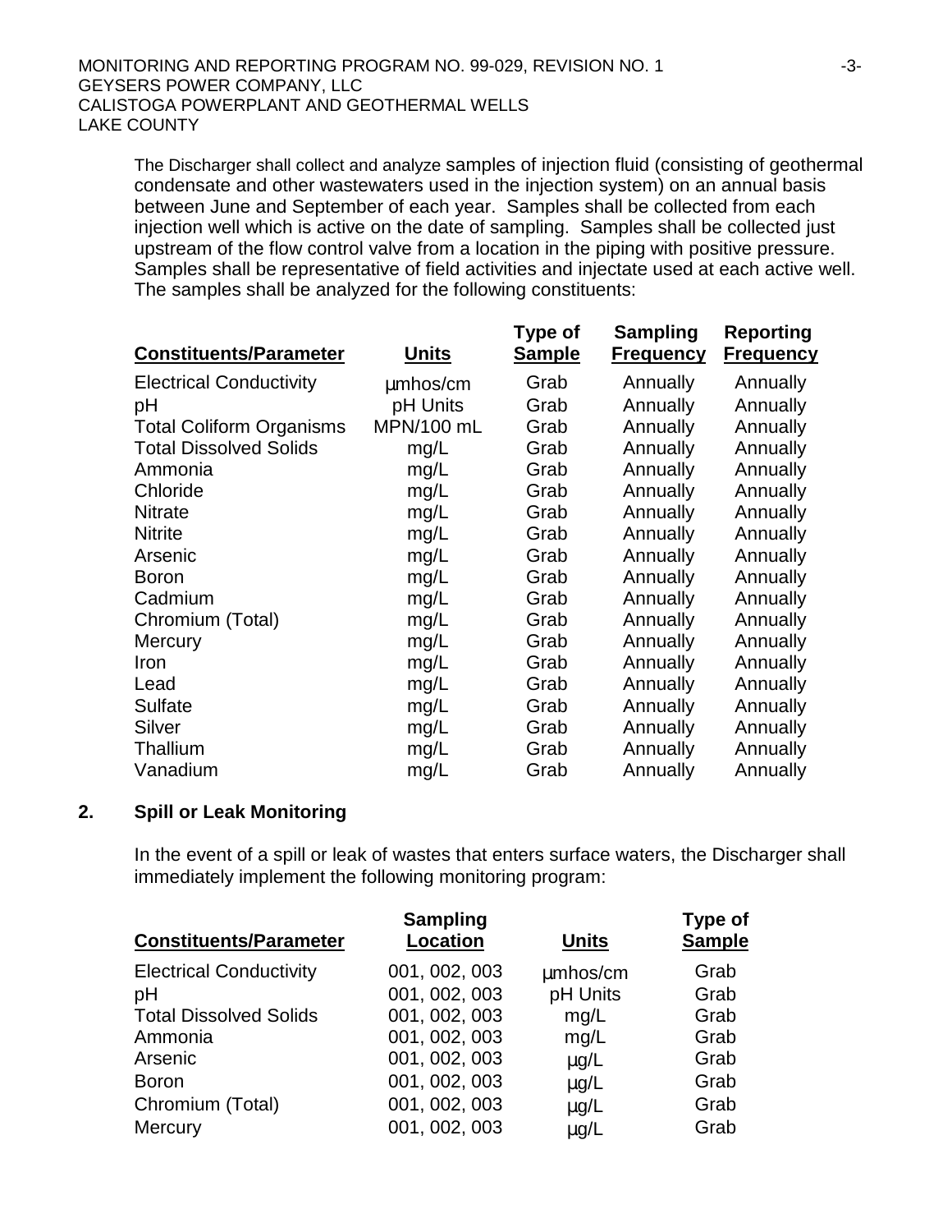The Discharger shall collect and analyze samples of injection fluid (consisting of geothermal condensate and other wastewaters used in the injection system) on an annual basis between June and September of each year. Samples shall be collected from each injection well which is active on the date of sampling. Samples shall be collected just upstream of the flow control valve from a location in the piping with positive pressure. Samples shall be representative of field activities and injectate used at each active well. The samples shall be analyzed for the following constituents:

| Constituents/Parameter | Units | Type of Sample | Sampling Frequency | Reporting Frequency |
|---|---|---|---|---|
| Electrical Conductivity | µmhos/cm | Grab | Annually | Annually |
| pH | pH Units | Grab | Annually | Annually |
| Total Coliform Organisms | MPN/100 mL | Grab | Annually | Annually |
| Total Dissolved Solids | mg/L | Grab | Annually | Annually |
| Ammonia | mg/L | Grab | Annually | Annually |
| Chloride | mg/L | Grab | Annually | Annually |
| Nitrate | mg/L | Grab | Annually | Annually |
| Nitrite | mg/L | Grab | Annually | Annually |
| Arsenic | mg/L | Grab | Annually | Annually |
| Boron | mg/L | Grab | Annually | Annually |
| Cadmium | mg/L | Grab | Annually | Annually |
| Chromium (Total) | mg/L | Grab | Annually | Annually |
| Mercury | mg/L | Grab | Annually | Annually |
| Iron | mg/L | Grab | Annually | Annually |
| Lead | mg/L | Grab | Annually | Annually |
| Sulfate | mg/L | Grab | Annually | Annually |
| Silver | mg/L | Grab | Annually | Annually |
| Thallium | mg/L | Grab | Annually | Annually |
| Vanadium | mg/L | Grab | Annually | Annually |

## 2. Spill or Leak Monitoring

In the event of a spill or leak of wastes that enters surface waters, the Discharger shall immediately implement the following monitoring program:

| Constituents/Parameter | Sampling Location | Units | Type of Sample |
|---|---|---|---|
| Electrical Conductivity | 001, 002, 003 | µmhos/cm | Grab |
| pH | 001, 002, 003 | pH Units | Grab |
| Total Dissolved Solids | 001, 002, 003 | mg/L | Grab |
| Ammonia | 001, 002, 003 | mg/L | Grab |
| Arsenic | 001, 002, 003 | µg/L | Grab |
| Boron | 001, 002, 003 | µg/L | Grab |
| Chromium (Total) | 001, 002, 003 | µg/L | Grab |
| Mercury | 001, 002, 003 | µg/L | Grab |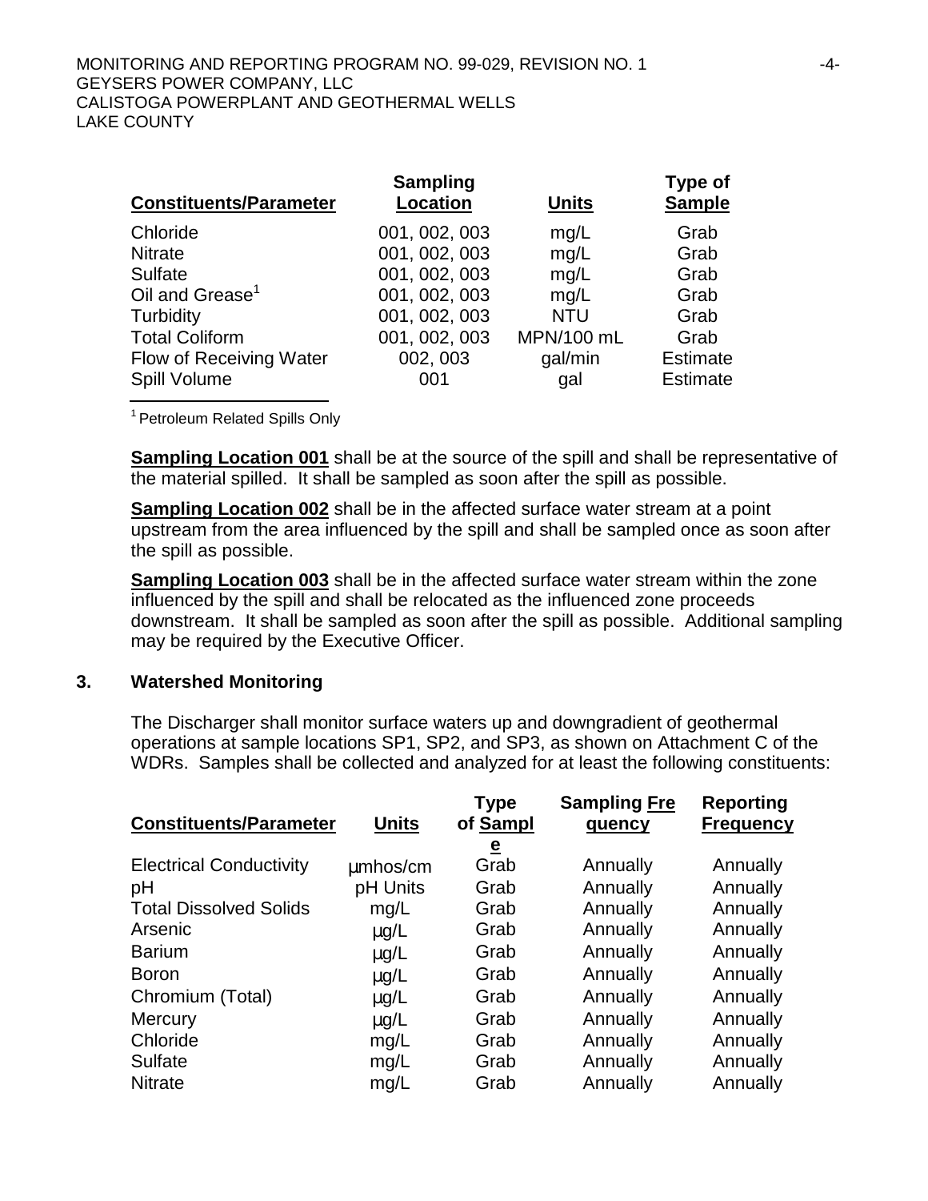| Constituents/Parameter | Sampling Location | Units | Type of Sample |
| --- | --- | --- | --- |
| Chloride | 001, 002, 003 | mg/L | Grab |
| Nitrate | 001, 002, 003 | mg/L | Grab |
| Sulfate | 001, 002, 003 | mg/L | Grab |
| Oil and Grease[1] | 001, 002, 003 | mg/L | Grab |
| Turbidity | 001, 002, 003 | NTU | Grab |
| Total Coliform | 001, 002, 003 | MPN/100 mL | Grab |
| Flow of Receiving Water | 002, 003 | gal/min | Estimate |
| Spill Volume | 001 | gal | Estimate |

[1] Petroleum Related Spills Only

**Sampling Location 001** shall be at the source of the spill and shall be representative of the material spilled. It shall be sampled as soon after the spill as possible.

**Sampling Location 002** shall be in the affected surface water stream at a point upstream from the area influenced by the spill and shall be sampled once as soon after the spill as possible.

**Sampling Location 003** shall be in the affected surface water stream within the zone influenced by the spill and shall be relocated as the influenced zone proceeds downstream. It shall be sampled as soon after the spill as possible. Additional sampling may be required by the Executive Officer.

### 3. Watershed Monitoring

The Discharger shall monitor surface waters up and downgradient of geothermal operations at sample locations SP1, SP2, and SP3, as shown on Attachment C of the WDRs. Samples shall be collected and analyzed for at least the following constituents:

| Constituents/Parameter | Units | Type of Sample | Sampling Frequency | Reporting Frequency |
| --- | --- | --- | --- | --- |
| Electrical Conductivity | µmhos/cm | Grab | Annually | Annually |
| pH | pH Units | Grab | Annually | Annually |
| Total Dissolved Solids | mg/L | Grab | Annually | Annually |
| Arsenic | µg/L | Grab | Annually | Annually |
| Barium | µg/L | Grab | Annually | Annually |
| Boron | µg/L | Grab | Annually | Annually |
| Chromium (Total) | µg/L | Grab | Annually | Annually |
| Mercury | µg/L | Grab | Annually | Annually |
| Chloride | mg/L | Grab | Annually | Annually |
| Sulfate | mg/L | Grab | Annually | Annually |
| Nitrate | mg/L | Grab | Annually | Annually |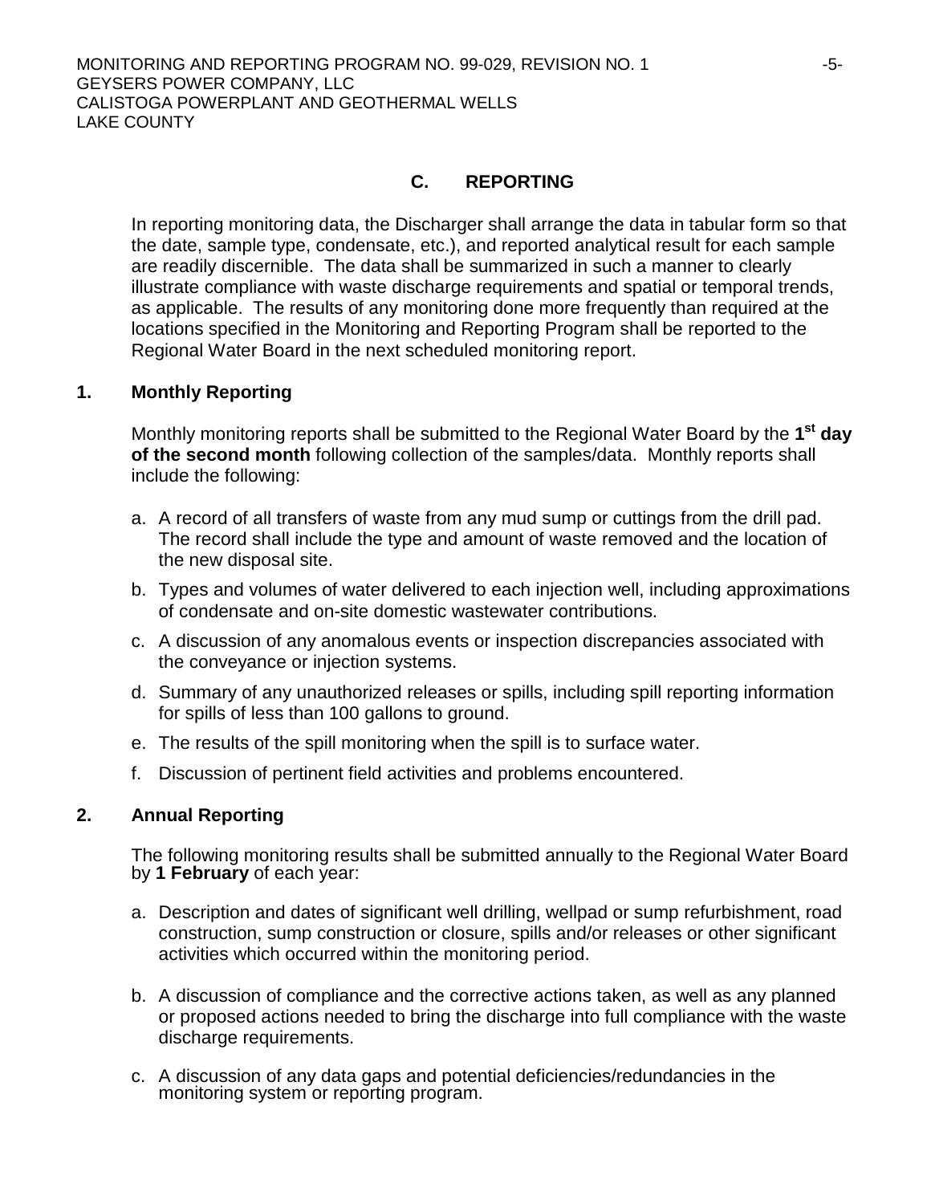## C. REPORTING

In reporting monitoring data, the Discharger shall arrange the data in tabular form so that the date, sample type, condensate, etc.), and reported analytical result for each sample are readily discernible. The data shall be summarized in such a manner to clearly illustrate compliance with waste discharge requirements and spatial or temporal trends, as applicable. The results of any monitoring done more frequently than required at the locations specified in the Monitoring and Reporting Program shall be reported to the Regional Water Board in the next scheduled monitoring report.

### 1. Monthly Reporting

Monthly monitoring reports shall be submitted to the Regional Water Board by the **1st day of the second month** following collection of the samples/data. Monthly reports shall include the following:

a. A record of all transfers of waste from any mud sump or cuttings from the drill pad. The record shall include the type and amount of waste removed and the location of the new disposal site.

b. Types and volumes of water delivered to each injection well, including approximations of condensate and on-site domestic wastewater contributions.

c. A discussion of any anomalous events or inspection discrepancies associated with the conveyance or injection systems.

d. Summary of any unauthorized releases or spills, including spill reporting information for spills of less than 100 gallons to ground.

e. The results of the spill monitoring when the spill is to surface water.

f. Discussion of pertinent field activities and problems encountered.

### 2. Annual Reporting

The following monitoring results shall be submitted annually to the Regional Water Board by **1 February** of each year:

a. Description and dates of significant well drilling, wellpad or sump refurbishment, road construction, sump construction or closure, spills and/or releases or other significant activities which occurred within the monitoring period.

b. A discussion of compliance and the corrective actions taken, as well as any planned or proposed actions needed to bring the discharge into full compliance with the waste discharge requirements.

c. A discussion of any data gaps and potential deficiencies/redundancies in the monitoring system or reporting program.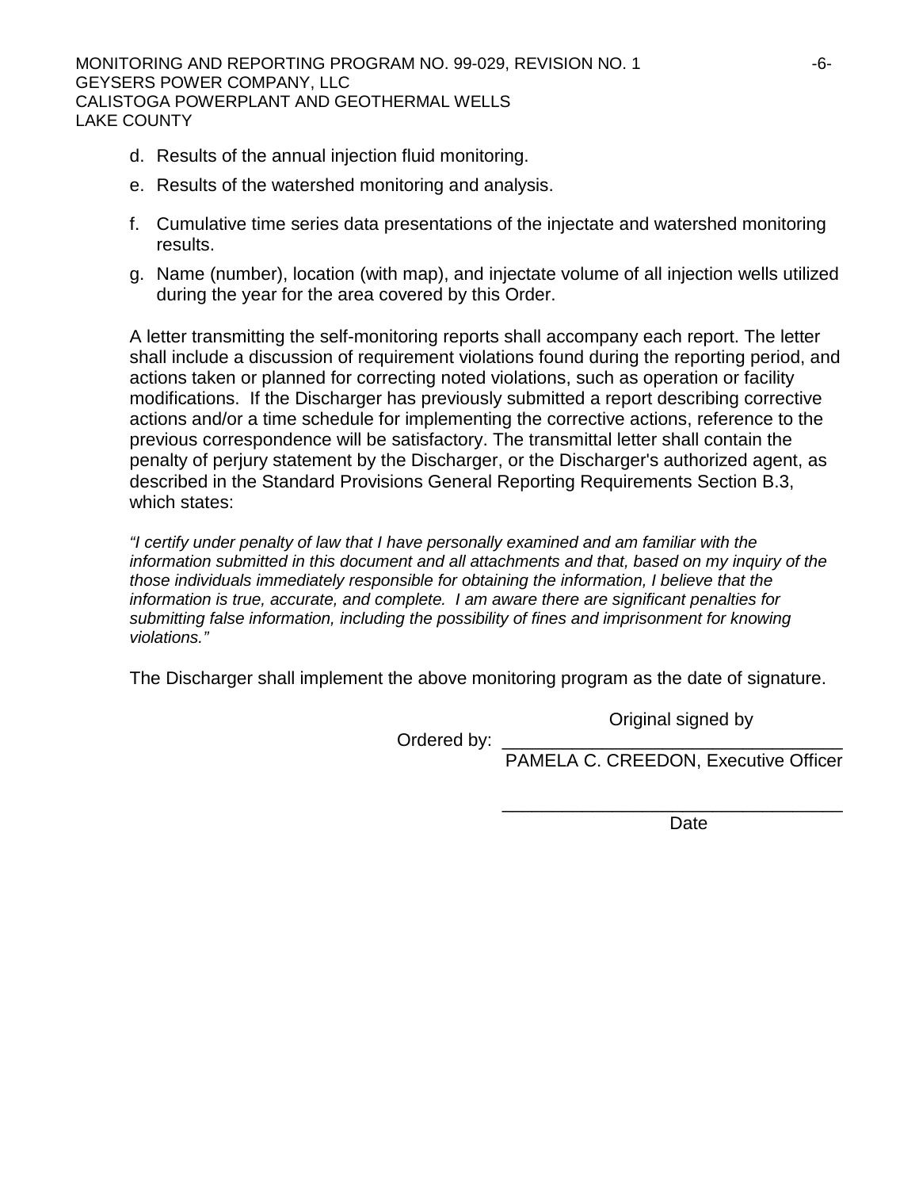d. Results of the annual injection fluid monitoring.

e. Results of the watershed monitoring and analysis.

f. Cumulative time series data presentations of the injectate and watershed monitoring results.

g. Name (number), location (with map), and injectate volume of all injection wells utilized during the year for the area covered by this Order.

A letter transmitting the self-monitoring reports shall accompany each report. The letter shall include a discussion of requirement violations found during the reporting period, and actions taken or planned for correcting noted violations, such as operation or facility modifications. If the Discharger has previously submitted a report describing corrective actions and/or a time schedule for implementing the corrective actions, reference to the previous correspondence will be satisfactory. The transmittal letter shall contain the penalty of perjury statement by the Discharger, or the Discharger's authorized agent, as described in the Standard Provisions General Reporting Requirements Section B.3, which states:

*"I certify under penalty of law that I have personally examined and am familiar with the information submitted in this document and all attachments and that, based on my inquiry of the those individuals immediately responsible for obtaining the information, I believe that the information is true, accurate, and complete. I am aware there are significant penalties for submitting false information, including the possibility of fines and imprisonment for knowing violations."*

The Discharger shall implement the above monitoring program as the date of signature.

Original signed by

Ordered by: ___________________________________

PAMELA C. CREEDON, Executive Officer

___________________________________

Date